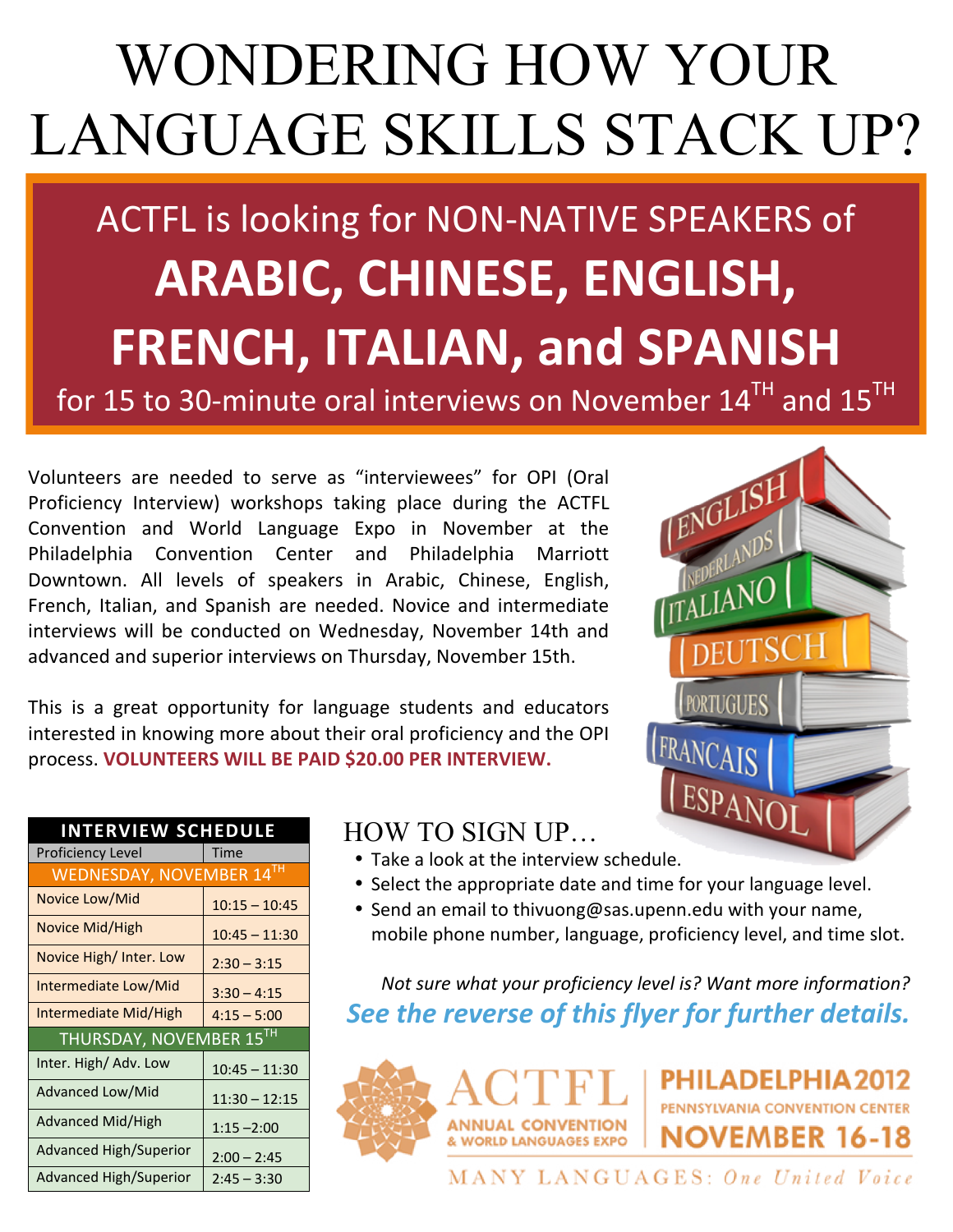# WONDERING HOW YOUR LANGUAGE SKILLS STACK UP?

## ACTFL is looking for NON-NATIVE SPEAKERS of **ARABIC, CHINESE, ENGLISH, FRENCH, ITALIAN, and SPANISH**

for 15 to 30-minute oral interviews on November 14TH and 15TH

Volunteers are needed to serve as "interviewees" for OPI (Oral Proficiency Interview) workshops taking place during the ACTFL Convention and World Language Expo in November at the Philadelphia Convention Center and Philadelphia Marriott Downtown. All levels of speakers in Arabic, Chinese, English, French, Italian, and Spanish are needed. Novice and intermediate interviews will be conducted on Wednesday, November 14th and advanced and superior interviews on Thursday, November 15th.

This is a great opportunity for language students and educators interested in knowing more about their oral proficiency and the OPI process. **VOLUNTEERS WILL BE PAID $20.00 PER INTERVIEW.**

| INTERVIEW SCHEDULE | |
|---|---|
| Proficiency Level | Time |
| WEDNESDAY, NOVEMBER 14TH | |
| Novice Low/Mid | 10:15 – 10:45 |
| Novice Mid/High | 10:45 – 11:30 |
| Novice High/ Inter. Low | 2:30 – 3:15 |
| Intermediate Low/Mid | 3:30 – 4:15 |
| Intermediate Mid/High | 4:15 – 5:00 |
| THURSDAY, NOVEMBER 15TH | |
| Inter. High/ Adv. Low | 10:45 – 11:30 |
| Advanced Low/Mid | 11:30 – 12:15 |
| Advanced Mid/High | 1:15 –2:00 |
| Advanced High/Superior | 2:00 – 2:45 |
| Advanced High/Superior | 2:45 – 3:30 |

## HOW TO SIGN UP…

- Take a look at the interview schedule.
- Select the appropriate date and time for your language level.
- Send an email to thivuong@sas.upenn.edu with your name, mobile phone number, language, proficiency level, and time slot.

*Not sure what your proficiency level is? Want more information?*

***See the reverse of this flyer for further details.***

ACTFL ANNUAL CONVENTION & WORLD LANGUAGES EXPO | PHILADELPHIA 2012 PENNSYLVANIA CONVENTION CENTER NOVEMBER 16-18

MANY LANGUAGES: *One United Voice*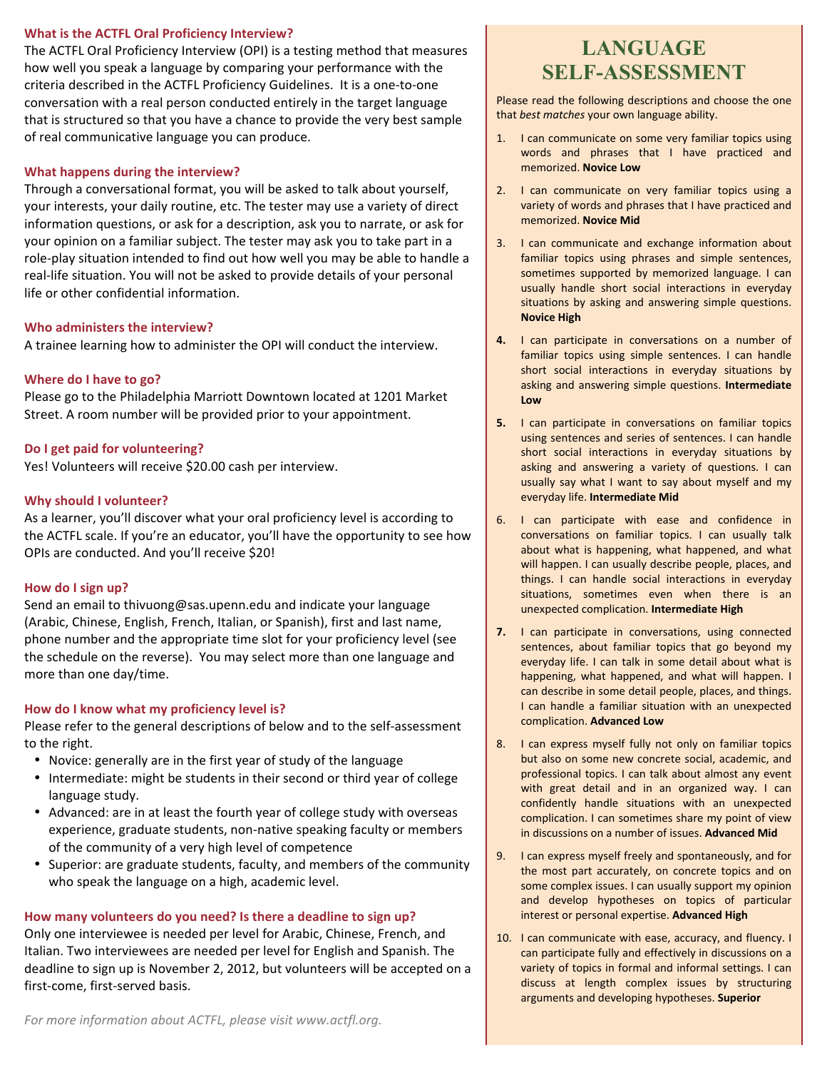### What is the ACTFL Oral Proficiency Interview?

The ACTFL Oral Proficiency Interview (OPI) is a testing method that measures how well you speak a language by comparing your performance with the criteria described in the ACTFL Proficiency Guidelines. It is a one-to-one conversation with a real person conducted entirely in the target language that is structured so that you have a chance to provide the very best sample of real communicative language you can produce.

### What happens during the interview?

Through a conversational format, you will be asked to talk about yourself, your interests, your daily routine, etc. The tester may use a variety of direct information questions, or ask for a description, ask you to narrate, or ask for your opinion on a familiar subject. The tester may ask you to take part in a role-play situation intended to find out how well you may be able to handle a real-life situation. You will not be asked to provide details of your personal life or other confidential information.

### Who administers the interview?

A trainee learning how to administer the OPI will conduct the interview.

### Where do I have to go?

Please go to the Philadelphia Marriott Downtown located at 1201 Market Street. A room number will be provided prior to your appointment.

### Do I get paid for volunteering?

Yes! Volunteers will receive $20.00 cash per interview.

### Why should I volunteer?

As a learner, you'll discover what your oral proficiency level is according to the ACTFL scale. If you're an educator, you'll have the opportunity to see how OPIs are conducted. And you'll receive $20!

### How do I sign up?

Send an email to thivuong@sas.upenn.edu and indicate your language (Arabic, Chinese, English, French, Italian, or Spanish), first and last name, phone number and the appropriate time slot for your proficiency level (see the schedule on the reverse). You may select more than one language and more than one day/time.

### How do I know what my proficiency level is?

Please refer to the general descriptions of below and to the self-assessment to the right.

- Novice: generally are in the first year of study of the language
- Intermediate: might be students in their second or third year of college language study.
- Advanced: are in at least the fourth year of college study with overseas experience, graduate students, non-native speaking faculty or members of the community of a very high level of competence
- Superior: are graduate students, faculty, and members of the community who speak the language on a high, academic level.

### How many volunteers do you need? Is there a deadline to sign up?

Only one interviewee is needed per level for Arabic, Chinese, French, and Italian. Two interviewees are needed per level for English and Spanish. The deadline to sign up is November 2, 2012, but volunteers will be accepted on a first-come, first-served basis.

*For more information about ACTFL, please visit www.actfl.org.*

## LANGUAGE SELF-ASSESSMENT

Please read the following descriptions and choose the one that *best matches* your own language ability.

1. I can communicate on some very familiar topics using words and phrases that I have practiced and memorized. **Novice Low**
2. I can communicate on very familiar topics using a variety of words and phrases that I have practiced and memorized. **Novice Mid**
3. I can communicate and exchange information about familiar topics using phrases and simple sentences, sometimes supported by memorized language. I can usually handle short social interactions in everyday situations by asking and answering simple questions. **Novice High**
4. I can participate in conversations on a number of familiar topics using simple sentences. I can handle short social interactions in everyday situations by asking and answering simple questions. **Intermediate Low**
5. I can participate in conversations on familiar topics using sentences and series of sentences. I can handle short social interactions in everyday situations by asking and answering a variety of questions. I can usually say what I want to say about myself and my everyday life. **Intermediate Mid**
6. I can participate with ease and confidence in conversations on familiar topics. I can usually talk about what is happening, what happened, and what will happen. I can usually describe people, places, and things. I can handle social interactions in everyday situations, sometimes even when there is an unexpected complication. **Intermediate High**
7. I can participate in conversations, using connected sentences, about familiar topics that go beyond my everyday life. I can talk in some detail about what is happening, what happened, and what will happen. I can describe in some detail people, places, and things. I can handle a familiar situation with an unexpected complication. **Advanced Low**
8. I can express myself fully not only on familiar topics but also on some new concrete social, academic, and professional topics. I can talk about almost any event with great detail and in an organized way. I can confidently handle situations with an unexpected complication. I can sometimes share my point of view in discussions on a number of issues. **Advanced Mid**
9. I can express myself freely and spontaneously, and for the most part accurately, on concrete topics and on some complex issues. I can usually support my opinion and develop hypotheses on topics of particular interest or personal expertise. **Advanced High**
10. I can communicate with ease, accuracy, and fluency. I can participate fully and effectively in discussions on a variety of topics in formal and informal settings. I can discuss at length complex issues by structuring arguments and developing hypotheses. **Superior**